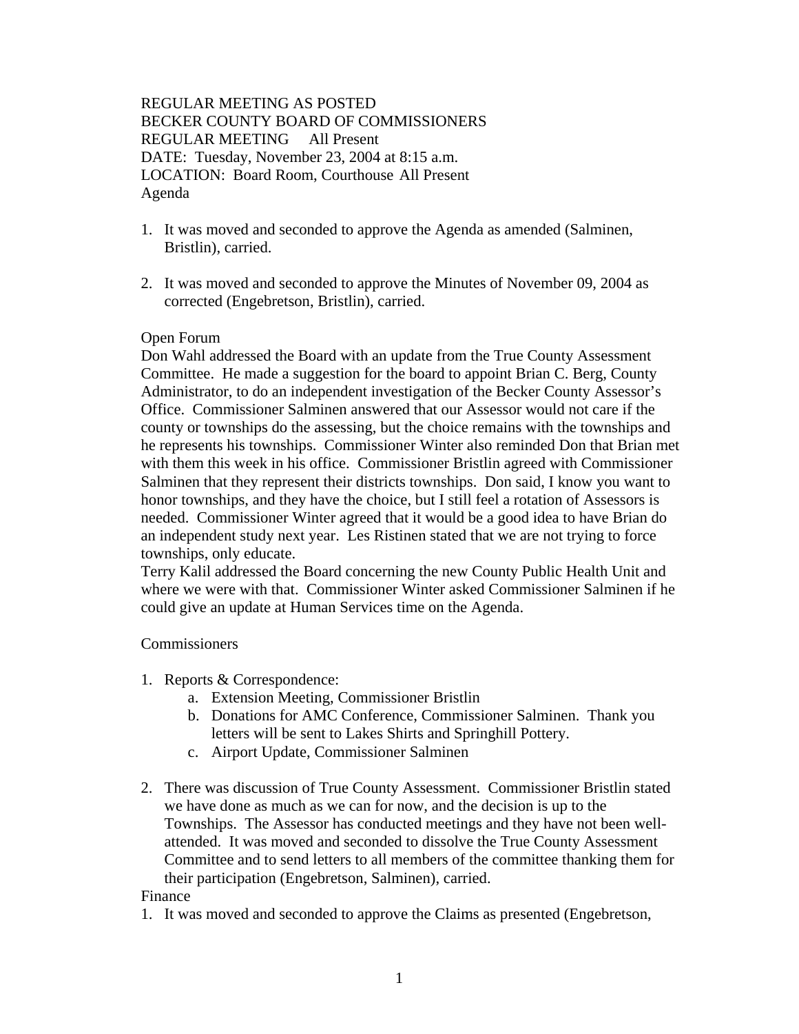REGULAR MEETING AS POSTED
BECKER COUNTY BOARD OF COMMISSIONERS
REGULAR MEETING All Present
DATE: Tuesday, November 23, 2004 at 8:15 a.m.
LOCATION: Board Room, Courthouse All Present
Agenda

1. It was moved and seconded to approve the Agenda as amended (Salminen, Bristlin), carried.

2. It was moved and seconded to approve the Minutes of November 09, 2004 as corrected (Engebretson, Bristlin), carried.

Open Forum
Don Wahl addressed the Board with an update from the True County Assessment Committee. He made a suggestion for the board to appoint Brian C. Berg, County Administrator, to do an independent investigation of the Becker County Assessor's Office. Commissioner Salminen answered that our Assessor would not care if the county or townships do the assessing, but the choice remains with the townships and he represents his townships. Commissioner Winter also reminded Don that Brian met with them this week in his office. Commissioner Bristlin agreed with Commissioner Salminen that they represent their districts townships. Don said, I know you want to honor townships, and they have the choice, but I still feel a rotation of Assessors is needed. Commissioner Winter agreed that it would be a good idea to have Brian do an independent study next year. Les Ristinen stated that we are not trying to force townships, only educate.
Terry Kalil addressed the Board concerning the new County Public Health Unit and where we were with that. Commissioner Winter asked Commissioner Salminen if he could give an update at Human Services time on the Agenda.

Commissioners

1. Reports & Correspondence:
   a. Extension Meeting, Commissioner Bristlin
   b. Donations for AMC Conference, Commissioner Salminen. Thank you letters will be sent to Lakes Shirts and Springhill Pottery.
   c. Airport Update, Commissioner Salminen

2. There was discussion of True County Assessment. Commissioner Bristlin stated we have done as much as we can for now, and the decision is up to the Townships. The Assessor has conducted meetings and they have not been well-attended. It was moved and seconded to dissolve the True County Assessment Committee and to send letters to all members of the committee thanking them for their participation (Engebretson, Salminen), carried.

Finance

1. It was moved and seconded to approve the Claims as presented (Engebretson,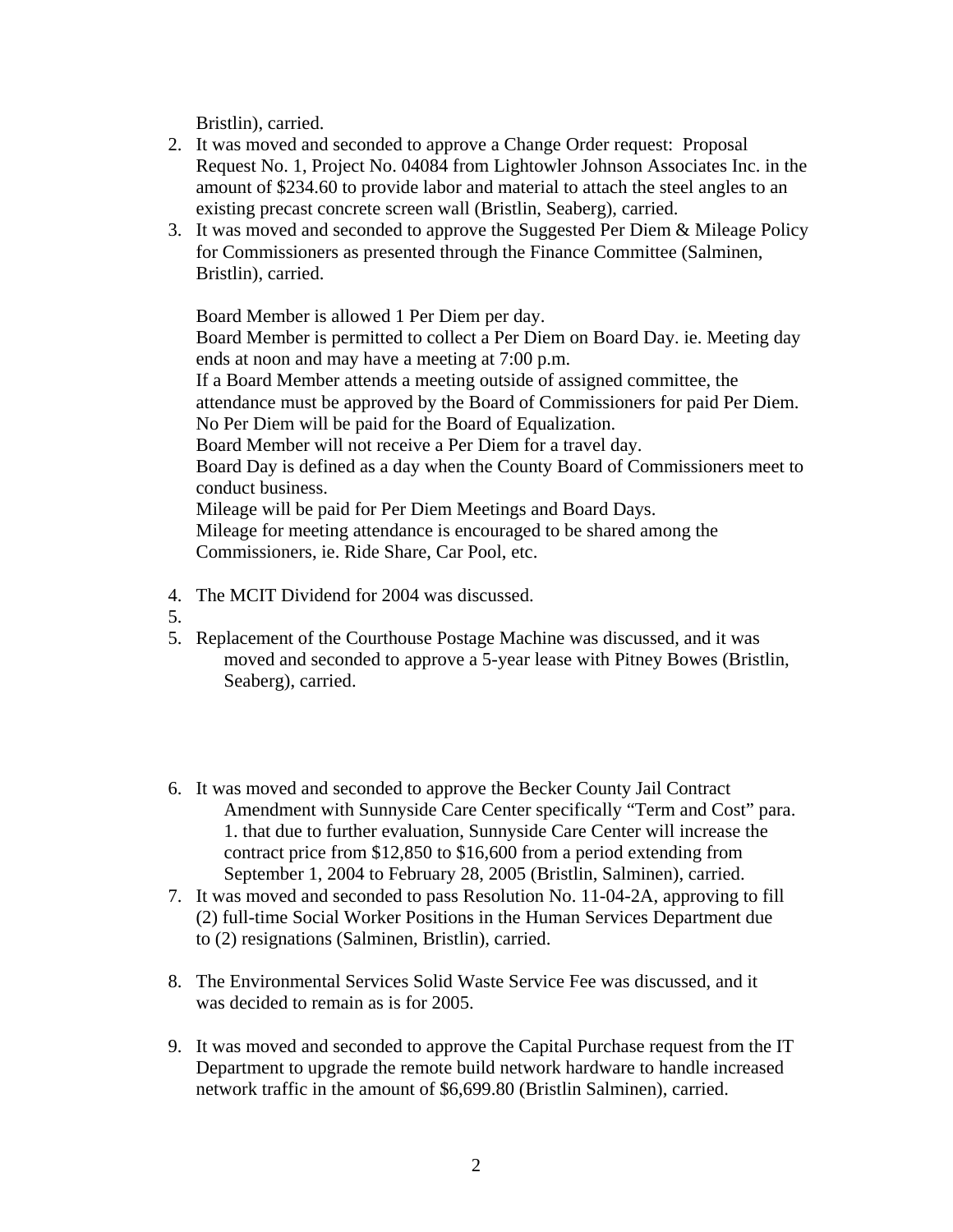Bristlin), carried.

2. It was moved and seconded to approve a Change Order request: Proposal Request No. 1, Project No. 04084 from Lightowler Johnson Associates Inc. in the amount of $234.60 to provide labor and material to attach the steel angles to an existing precast concrete screen wall (Bristlin, Seaberg), carried.
3. It was moved and seconded to approve the Suggested Per Diem & Mileage Policy for Commissioners as presented through the Finance Committee (Salminen, Bristlin), carried.

   Board Member is allowed 1 Per Diem per day.
   Board Member is permitted to collect a Per Diem on Board Day. ie. Meeting day ends at noon and may have a meeting at 7:00 p.m.
   If a Board Member attends a meeting outside of assigned committee, the attendance must be approved by the Board of Commissioners for paid Per Diem.
   No Per Diem will be paid for the Board of Equalization.
   Board Member will not receive a Per Diem for a travel day.
   Board Day is defined as a day when the County Board of Commissioners meet to conduct business.
   Mileage will be paid for Per Diem Meetings and Board Days.
   Mileage for meeting attendance is encouraged to be shared among the Commissioners, ie. Ride Share, Car Pool, etc.

4. The MCIT Dividend for 2004 was discussed.
5. 
5. Replacement of the Courthouse Postage Machine was discussed, and it was moved and seconded to approve a 5-year lease with Pitney Bowes (Bristlin, Seaberg), carried.

6. It was moved and seconded to approve the Becker County Jail Contract Amendment with Sunnyside Care Center specifically "Term and Cost" para. 1. that due to further evaluation, Sunnyside Care Center will increase the contract price from $12,850 to $16,600 from a period extending from September 1, 2004 to February 28, 2005 (Bristlin, Salminen), carried.
7. It was moved and seconded to pass Resolution No. 11-04-2A, approving to fill (2) full-time Social Worker Positions in the Human Services Department due to (2) resignations (Salminen, Bristlin), carried.

8. The Environmental Services Solid Waste Service Fee was discussed, and it was decided to remain as is for 2005.

9. It was moved and seconded to approve the Capital Purchase request from the IT Department to upgrade the remote build network hardware to handle increased network traffic in the amount of $6,699.80 (Bristlin Salminen), carried.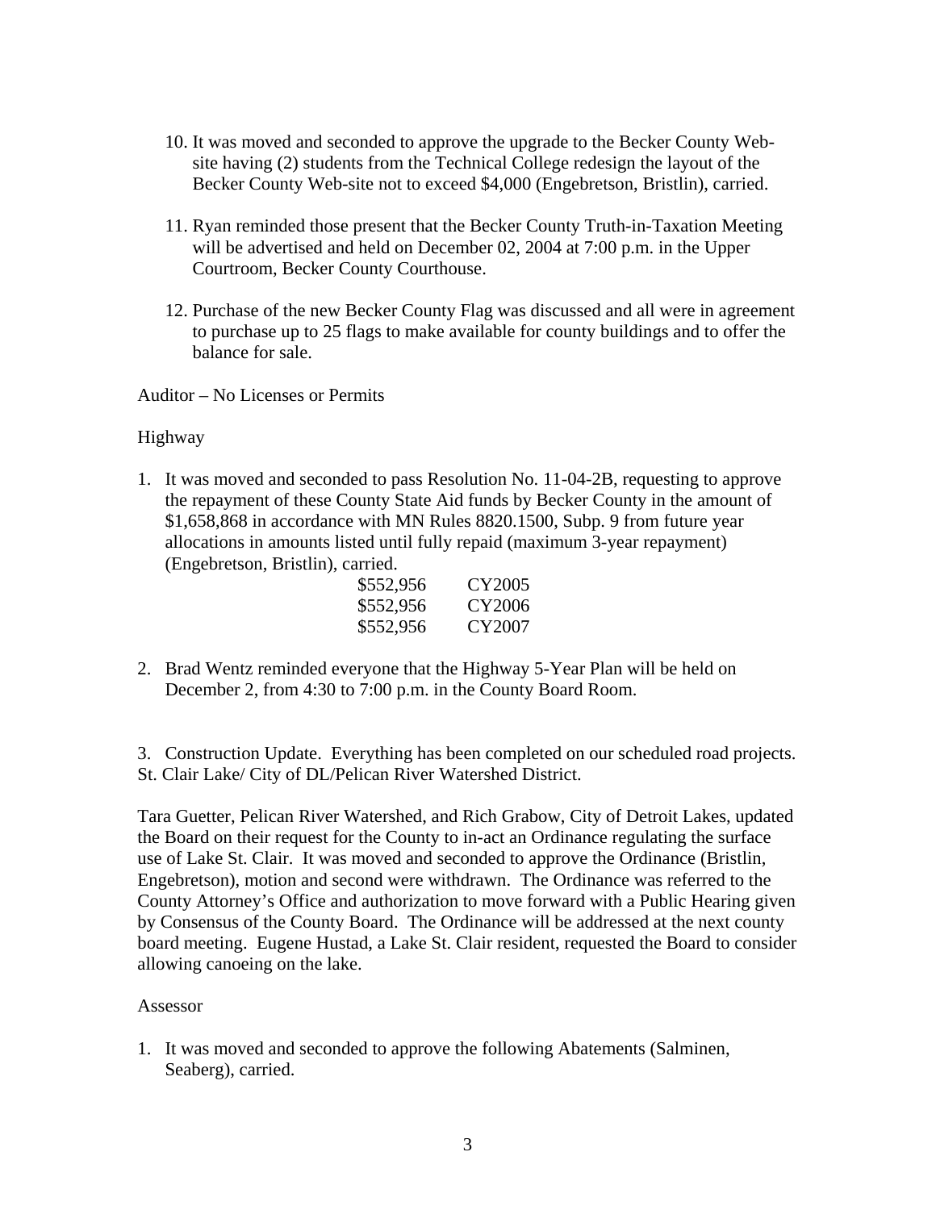10. It was moved and seconded to approve the upgrade to the Becker County Web-site having (2) students from the Technical College redesign the layout of the Becker County Web-site not to exceed $4,000 (Engebretson, Bristlin), carried.

11. Ryan reminded those present that the Becker County Truth-in-Taxation Meeting will be advertised and held on December 02, 2004 at 7:00 p.m. in the Upper Courtroom, Becker County Courthouse.

12. Purchase of the new Becker County Flag was discussed and all were in agreement to purchase up to 25 flags to make available for county buildings and to offer the balance for sale.

Auditor – No Licenses or Permits

Highway

1. It was moved and seconded to pass Resolution No. 11-04-2B, requesting to approve the repayment of these County State Aid funds by Becker County in the amount of $1,658,868 in accordance with MN Rules 8820.1500, Subp. 9 from future year allocations in amounts listed until fully repaid (maximum 3-year repayment) (Engebretson, Bristlin), carried.

| | |
|---|---|
| $552,956 | CY2005 |
| $552,956 | CY2006 |
| $552,956 | CY2007 |

2. Brad Wentz reminded everyone that the Highway 5-Year Plan will be held on December 2, from 4:30 to 7:00 p.m. in the County Board Room.

3. Construction Update. Everything has been completed on our scheduled road projects.

St. Clair Lake/ City of DL/Pelican River Watershed District.

Tara Guetter, Pelican River Watershed, and Rich Grabow, City of Detroit Lakes, updated the Board on their request for the County to in-act an Ordinance regulating the surface use of Lake St. Clair. It was moved and seconded to approve the Ordinance (Bristlin, Engebretson), motion and second were withdrawn. The Ordinance was referred to the County Attorney's Office and authorization to move forward with a Public Hearing given by Consensus of the County Board. The Ordinance will be addressed at the next county board meeting. Eugene Hustad, a Lake St. Clair resident, requested the Board to consider allowing canoeing on the lake.

Assessor

1. It was moved and seconded to approve the following Abatements (Salminen, Seaberg), carried.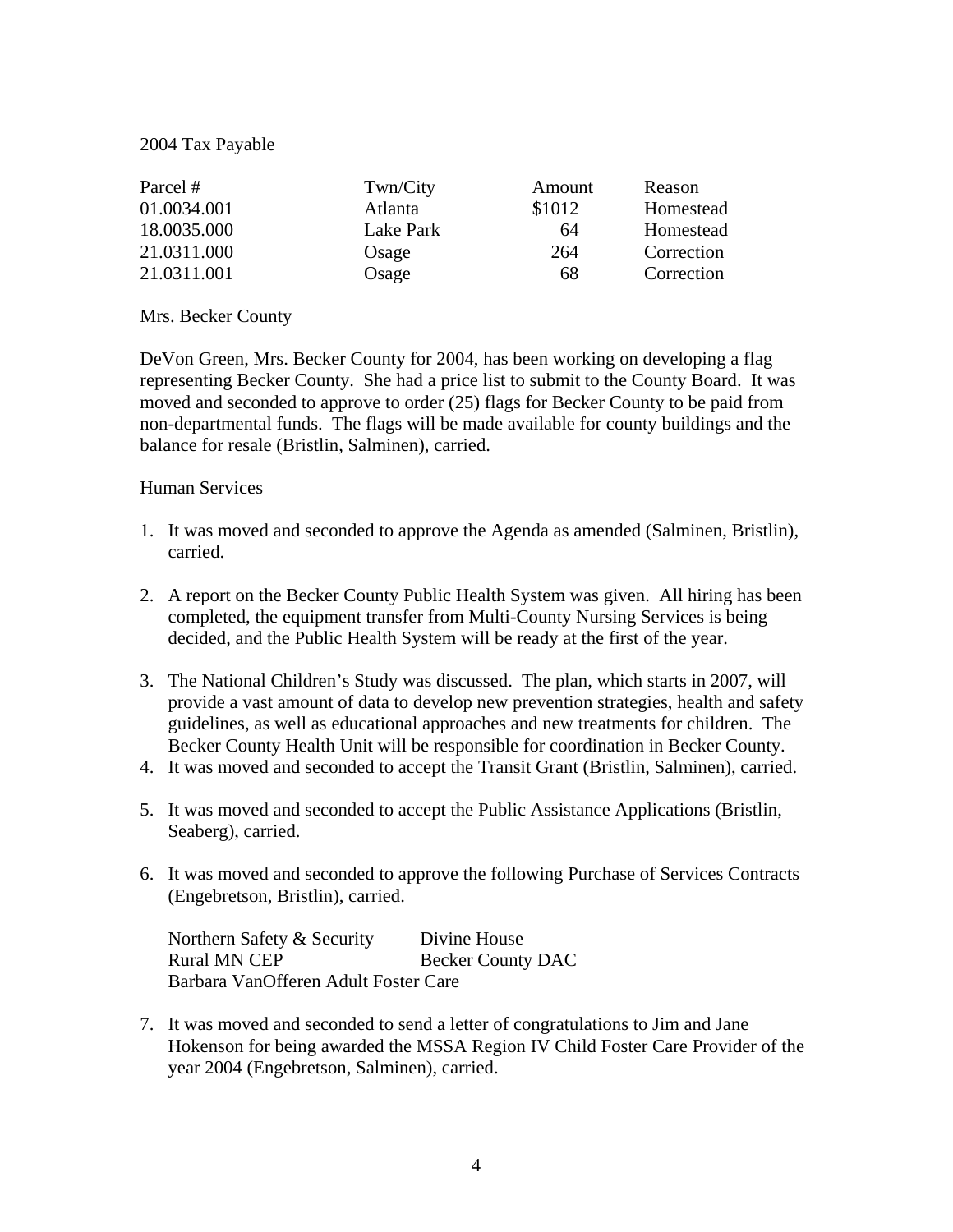2004 Tax Payable

| Parcel # | Twn/City | Amount | Reason |
|---|---|---|---|
| 01.0034.001 | Atlanta | $1012 | Homestead |
| 18.0035.000 | Lake Park | 64 | Homestead |
| 21.0311.000 | Osage | 264 | Correction |
| 21.0311.001 | Osage | 68 | Correction |

Mrs. Becker County

DeVon Green, Mrs. Becker County for 2004, has been working on developing a flag representing Becker County. She had a price list to submit to the County Board. It was moved and seconded to approve to order (25) flags for Becker County to be paid from non-departmental funds. The flags will be made available for county buildings and the balance for resale (Bristlin, Salminen), carried.

Human Services

1. It was moved and seconded to approve the Agenda as amended (Salminen, Bristlin), carried.

2. A report on the Becker County Public Health System was given. All hiring has been completed, the equipment transfer from Multi-County Nursing Services is being decided, and the Public Health System will be ready at the first of the year.

3. The National Children's Study was discussed. The plan, which starts in 2007, will provide a vast amount of data to develop new prevention strategies, health and safety guidelines, as well as educational approaches and new treatments for children. The Becker County Health Unit will be responsible for coordination in Becker County.
4. It was moved and seconded to accept the Transit Grant (Bristlin, Salminen), carried.

5. It was moved and seconded to accept the Public Assistance Applications (Bristlin, Seaberg), carried.

6. It was moved and seconded to approve the following Purchase of Services Contracts (Engebretson, Bristlin), carried.

   Northern Safety & Security — Divine House
   Rural MN CEP — Becker County DAC
   Barbara VanOfferen Adult Foster Care

7. It was moved and seconded to send a letter of congratulations to Jim and Jane Hokenson for being awarded the MSSA Region IV Child Foster Care Provider of the year 2004 (Engebretson, Salminen), carried.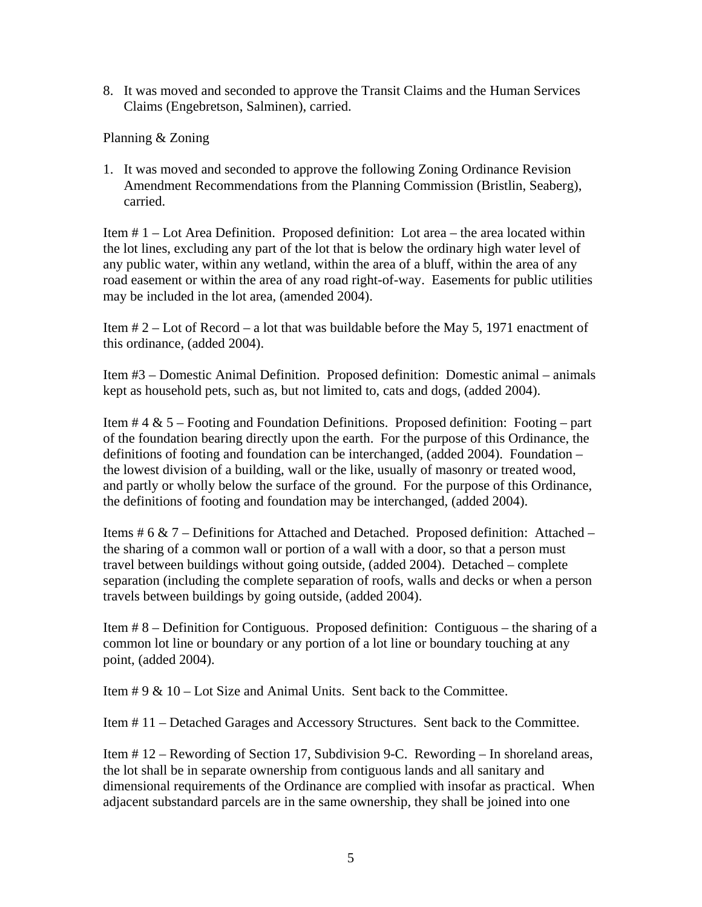8. It was moved and seconded to approve the Transit Claims and the Human Services Claims (Engebretson, Salminen), carried.

Planning & Zoning

1. It was moved and seconded to approve the following Zoning Ordinance Revision Amendment Recommendations from the Planning Commission (Bristlin, Seaberg), carried.

Item # 1 – Lot Area Definition. Proposed definition: Lot area – the area located within the lot lines, excluding any part of the lot that is below the ordinary high water level of any public water, within any wetland, within the area of a bluff, within the area of any road easement or within the area of any road right-of-way. Easements for public utilities may be included in the lot area, (amended 2004).

Item # 2 – Lot of Record – a lot that was buildable before the May 5, 1971 enactment of this ordinance, (added 2004).

Item #3 – Domestic Animal Definition. Proposed definition: Domestic animal – animals kept as household pets, such as, but not limited to, cats and dogs, (added 2004).

Item # 4 & 5 – Footing and Foundation Definitions. Proposed definition: Footing – part of the foundation bearing directly upon the earth. For the purpose of this Ordinance, the definitions of footing and foundation can be interchanged, (added 2004). Foundation – the lowest division of a building, wall or the like, usually of masonry or treated wood, and partly or wholly below the surface of the ground. For the purpose of this Ordinance, the definitions of footing and foundation may be interchanged, (added 2004).

Items # 6 & 7 – Definitions for Attached and Detached. Proposed definition: Attached – the sharing of a common wall or portion of a wall with a door, so that a person must travel between buildings without going outside, (added 2004). Detached – complete separation (including the complete separation of roofs, walls and decks or when a person travels between buildings by going outside, (added 2004).

Item # 8 – Definition for Contiguous. Proposed definition: Contiguous – the sharing of a common lot line or boundary or any portion of a lot line or boundary touching at any point, (added 2004).

Item # 9 & 10 – Lot Size and Animal Units. Sent back to the Committee.

Item # 11 – Detached Garages and Accessory Structures. Sent back to the Committee.

Item # 12 – Rewording of Section 17, Subdivision 9-C. Rewording – In shoreland areas, the lot shall be in separate ownership from contiguous lands and all sanitary and dimensional requirements of the Ordinance are complied with insofar as practical. When adjacent substandard parcels are in the same ownership, they shall be joined into one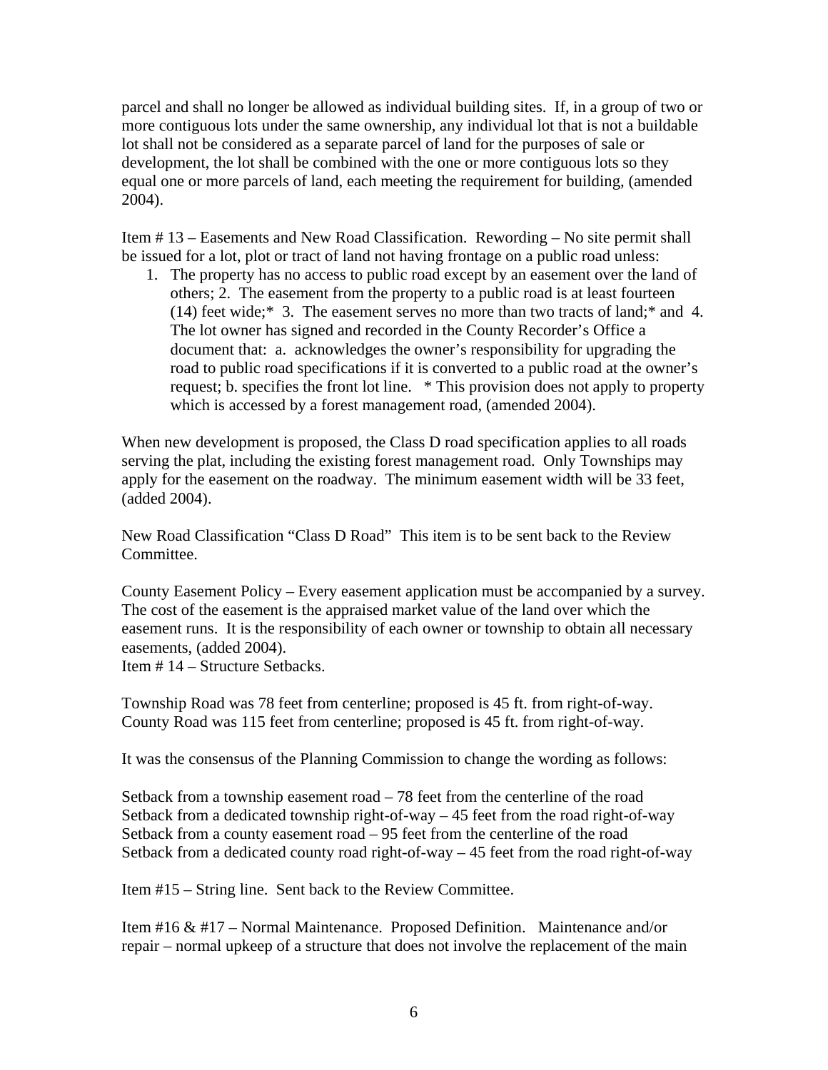parcel and shall no longer be allowed as individual building sites. If, in a group of two or more contiguous lots under the same ownership, any individual lot that is not a buildable lot shall not be considered as a separate parcel of land for the purposes of sale or development, the lot shall be combined with the one or more contiguous lots so they equal one or more parcels of land, each meeting the requirement for building, (amended 2004).

Item # 13 – Easements and New Road Classification. Rewording – No site permit shall be issued for a lot, plot or tract of land not having frontage on a public road unless:

1. The property has no access to public road except by an easement over the land of others; 2. The easement from the property to a public road is at least fourteen (14) feet wide;* 3. The easement serves no more than two tracts of land;* and 4. The lot owner has signed and recorded in the County Recorder's Office a document that: a. acknowledges the owner's responsibility for upgrading the road to public road specifications if it is converted to a public road at the owner's request; b. specifies the front lot line. * This provision does not apply to property which is accessed by a forest management road, (amended 2004).

When new development is proposed, the Class D road specification applies to all roads serving the plat, including the existing forest management road. Only Townships may apply for the easement on the roadway. The minimum easement width will be 33 feet, (added 2004).

New Road Classification "Class D Road" This item is to be sent back to the Review Committee.

County Easement Policy – Every easement application must be accompanied by a survey. The cost of the easement is the appraised market value of the land over which the easement runs. It is the responsibility of each owner or township to obtain all necessary easements, (added 2004).
Item # 14 – Structure Setbacks.

Township Road was 78 feet from centerline; proposed is 45 ft. from right-of-way.
County Road was 115 feet from centerline; proposed is 45 ft. from right-of-way.

It was the consensus of the Planning Commission to change the wording as follows:

Setback from a township easement road – 78 feet from the centerline of the road
Setback from a dedicated township right-of-way – 45 feet from the road right-of-way
Setback from a county easement road – 95 feet from the centerline of the road
Setback from a dedicated county road right-of-way – 45 feet from the road right-of-way

Item #15 – String line. Sent back to the Review Committee.

Item #16 & #17 – Normal Maintenance. Proposed Definition. Maintenance and/or repair – normal upkeep of a structure that does not involve the replacement of the main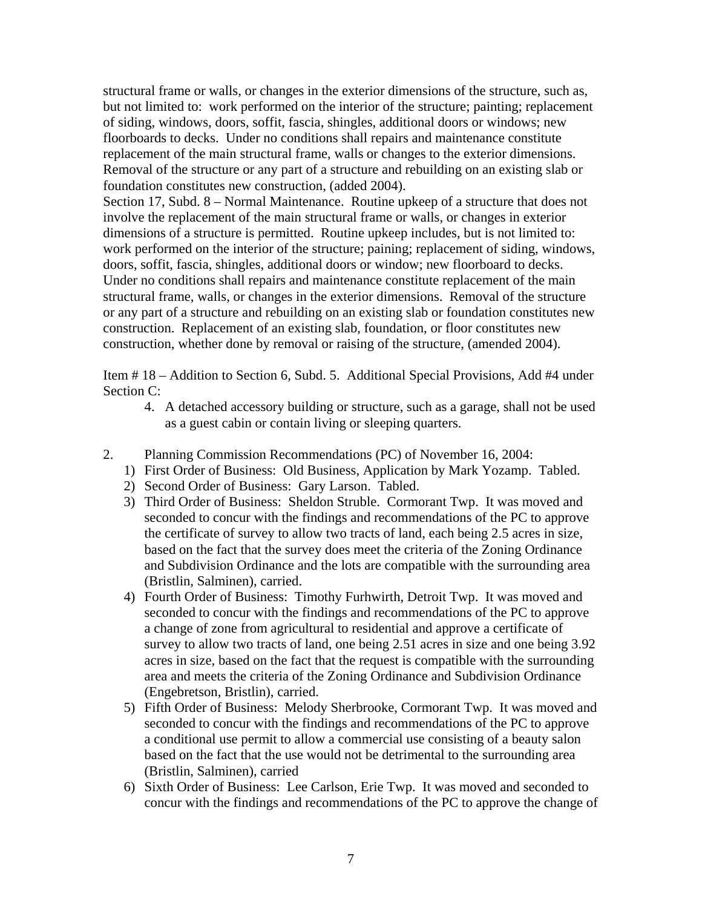structural frame or walls, or changes in the exterior dimensions of the structure, such as, but not limited to: work performed on the interior of the structure; painting; replacement of siding, windows, doors, soffit, fascia, shingles, additional doors or windows; new floorboards to decks. Under no conditions shall repairs and maintenance constitute replacement of the main structural frame, walls or changes to the exterior dimensions. Removal of the structure or any part of a structure and rebuilding on an existing slab or foundation constitutes new construction, (added 2004).

Section 17, Subd. 8 – Normal Maintenance. Routine upkeep of a structure that does not involve the replacement of the main structural frame or walls, or changes in exterior dimensions of a structure is permitted. Routine upkeep includes, but is not limited to: work performed on the interior of the structure; paining; replacement of siding, windows, doors, soffit, fascia, shingles, additional doors or window; new floorboard to decks. Under no conditions shall repairs and maintenance constitute replacement of the main structural frame, walls, or changes in the exterior dimensions. Removal of the structure or any part of a structure and rebuilding on an existing slab or foundation constitutes new construction. Replacement of an existing slab, foundation, or floor constitutes new construction, whether done by removal or raising of the structure, (amended 2004).

Item # 18 – Addition to Section 6, Subd. 5. Additional Special Provisions, Add #4 under Section C:

4. A detached accessory building or structure, such as a garage, shall not be used as a guest cabin or contain living or sleeping quarters.

2. Planning Commission Recommendations (PC) of November 16, 2004:

1) First Order of Business: Old Business, Application by Mark Yozamp. Tabled.
2) Second Order of Business: Gary Larson. Tabled.
3) Third Order of Business: Sheldon Struble. Cormorant Twp. It was moved and seconded to concur with the findings and recommendations of the PC to approve the certificate of survey to allow two tracts of land, each being 2.5 acres in size, based on the fact that the survey does meet the criteria of the Zoning Ordinance and Subdivision Ordinance and the lots are compatible with the surrounding area (Bristlin, Salminen), carried.
4) Fourth Order of Business: Timothy Furhwirth, Detroit Twp. It was moved and seconded to concur with the findings and recommendations of the PC to approve a change of zone from agricultural to residential and approve a certificate of survey to allow two tracts of land, one being 2.51 acres in size and one being 3.92 acres in size, based on the fact that the request is compatible with the surrounding area and meets the criteria of the Zoning Ordinance and Subdivision Ordinance (Engebretson, Bristlin), carried.
5) Fifth Order of Business: Melody Sherbrooke, Cormorant Twp. It was moved and seconded to concur with the findings and recommendations of the PC to approve a conditional use permit to allow a commercial use consisting of a beauty salon based on the fact that the use would not be detrimental to the surrounding area (Bristlin, Salminen), carried
6) Sixth Order of Business: Lee Carlson, Erie Twp. It was moved and seconded to concur with the findings and recommendations of the PC to approve the change of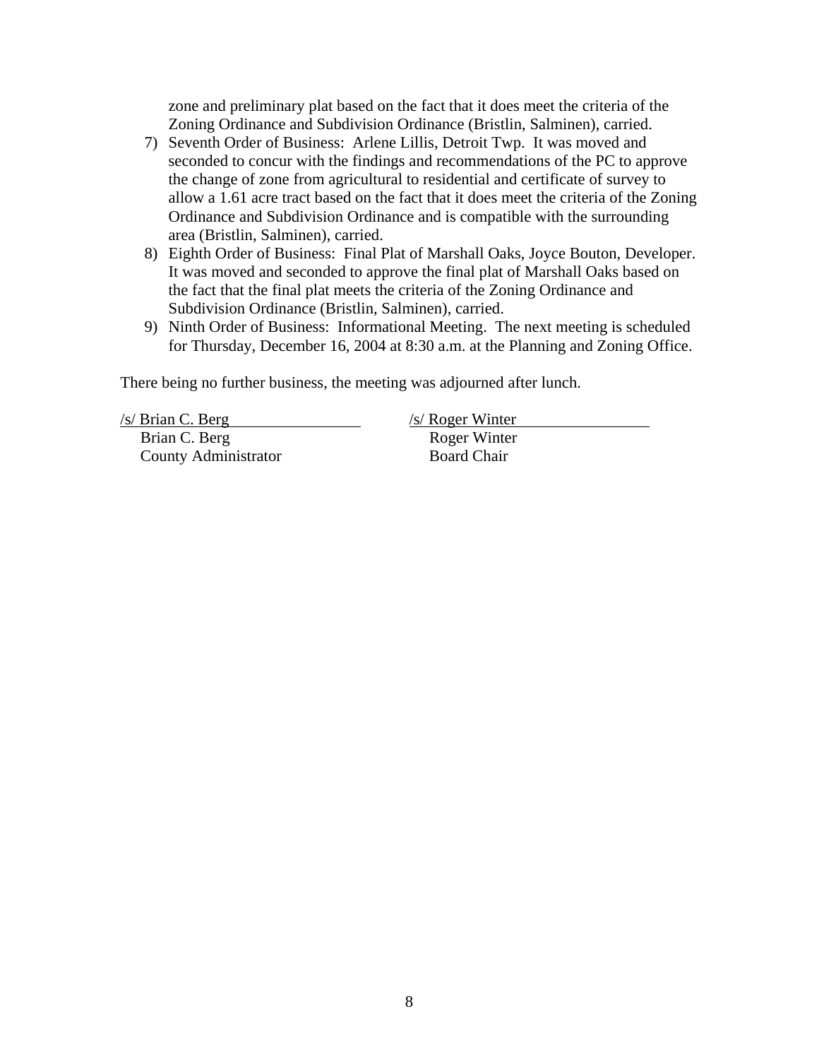zone and preliminary plat based on the fact that it does meet the criteria of the Zoning Ordinance and Subdivision Ordinance (Bristlin, Salminen), carried.

7) Seventh Order of Business: Arlene Lillis, Detroit Twp. It was moved and seconded to concur with the findings and recommendations of the PC to approve the change of zone from agricultural to residential and certificate of survey to allow a 1.61 acre tract based on the fact that it does meet the criteria of the Zoning Ordinance and Subdivision Ordinance and is compatible with the surrounding area (Bristlin, Salminen), carried.
8) Eighth Order of Business: Final Plat of Marshall Oaks, Joyce Bouton, Developer. It was moved and seconded to approve the final plat of Marshall Oaks based on the fact that the final plat meets the criteria of the Zoning Ordinance and Subdivision Ordinance (Bristlin, Salminen), carried.
9) Ninth Order of Business: Informational Meeting. The next meeting is scheduled for Thursday, December 16, 2004 at 8:30 a.m. at the Planning and Zoning Office.

There being no further business, the meeting was adjourned after lunch.

| | |
|---|---|
| /s/ Brian C. Berg | /s/ Roger Winter |
| Brian C. Berg | Roger Winter |
| County Administrator | Board Chair |